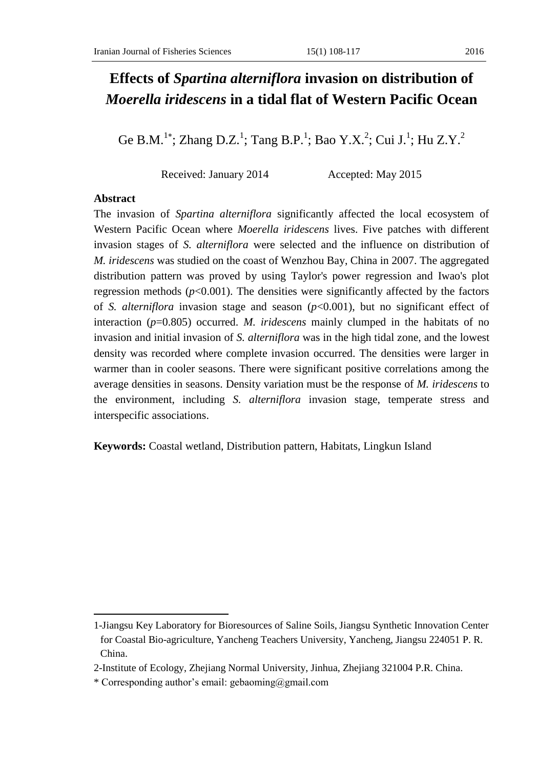# Effects of *Spartina alterniflora* invasion on distribution of *Moerella iridescens* in a tidal flat of Western Pacific Ocean

Ge B.M.[1*]; Zhang D.Z.[1]; Tang B.P.[1]; Bao Y.X.[2]; Cui J.[1]; Hu Z.Y.[2]

Received: January 2014 Accepted: May 2015

## Abstract

The invasion of *Spartina alterniflora* significantly affected the local ecosystem of Western Pacific Ocean where *Moerella iridescens* lives. Five patches with different invasion stages of *S. alterniflora* were selected and the influence on distribution of *M. iridescens* was studied on the coast of Wenzhou Bay, China in 2007. The aggregated distribution pattern was proved by using Taylor's power regression and Iwao's plot regression methods ($p$<0.001). The densities were significantly affected by the factors of *S. alterniflora* invasion stage and season ($p$<0.001), but no significant effect of interaction ($p$=0.805) occurred. *M. iridescens* mainly clumped in the habitats of no invasion and initial invasion of *S. alterniflora* was in the high tidal zone, and the lowest density was recorded where complete invasion occurred. The densities were larger in warmer than in cooler seasons. There were significant positive correlations among the average densities in seasons. Density variation must be the response of *M. iridescens* to the environment, including *S. alterniflora* invasion stage, temperate stress and interspecific associations.

**Keywords:** Coastal wetland, Distribution pattern, Habitats, Lingkun Island

---

1-Jiangsu Key Laboratory for Bioresources of Saline Soils, Jiangsu Synthetic Innovation Center for Coastal Bio-agriculture, Yancheng Teachers University, Yancheng, Jiangsu 224051 P. R. China.

2-Institute of Ecology, Zhejiang Normal University, Jinhua, Zhejiang 321004 P.R. China.

\* Corresponding author's email: gebaoming@gmail.com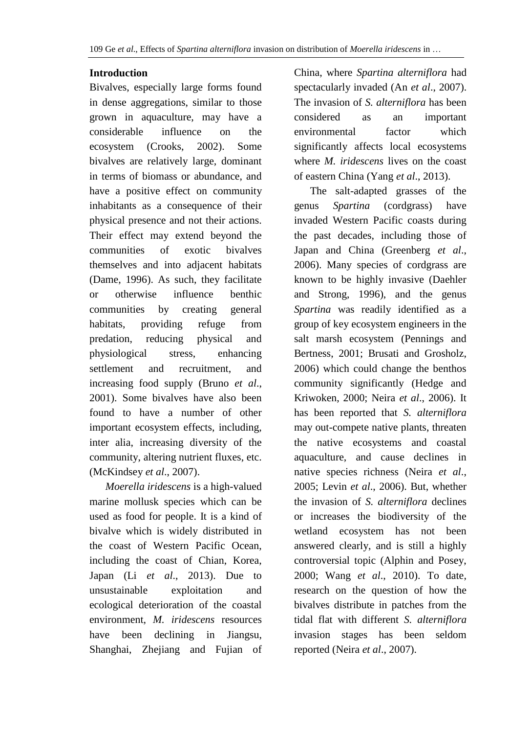## Introduction

Bivalves, especially large forms found in dense aggregations, similar to those grown in aquaculture, may have a considerable influence on the ecosystem (Crooks, 2002). Some bivalves are relatively large, dominant in terms of biomass or abundance, and have a positive effect on community inhabitants as a consequence of their physical presence and not their actions. Their effect may extend beyond the communities of exotic bivalves themselves and into adjacent habitats (Dame, 1996). As such, they facilitate or otherwise influence benthic communities by creating general habitats, providing refuge from predation, reducing physical and physiological stress, enhancing settlement and recruitment, and increasing food supply (Bruno *et al*., 2001). Some bivalves have also been found to have a number of other important ecosystem effects, including, inter alia, increasing diversity of the community, altering nutrient fluxes, etc. (McKindsey *et al*., 2007).

*Moerella iridescens* is a high-valued marine mollusk species which can be used as food for people. It is a kind of bivalve which is widely distributed in the coast of Western Pacific Ocean, including the coast of Chian, Korea, Japan (Li *et al*., 2013). Due to unsustainable exploitation and ecological deterioration of the coastal environment, *M. iridescens* resources have been declining in Jiangsu, Shanghai, Zhejiang and Fujian of China, where *Spartina alterniflora* had spectacularly invaded (An *et al*., 2007). The invasion of *S. alterniflora* has been considered as an important environmental factor which significantly affects local ecosystems where *M. iridescens* lives on the coast of eastern China (Yang *et al*., 2013).

The salt-adapted grasses of the genus *Spartina* (cordgrass) have invaded Western Pacific coasts during the past decades, including those of Japan and China (Greenberg *et al*., 2006). Many species of cordgrass are known to be highly invasive (Daehler and Strong, 1996), and the genus *Spartina* was readily identified as a group of key ecosystem engineers in the salt marsh ecosystem (Pennings and Bertness, 2001; Brusati and Grosholz, 2006) which could change the benthos community significantly (Hedge and Kriwoken, 2000; Neira *et al*., 2006). It has been reported that *S. alterniflora* may out-compete native plants, threaten the native ecosystems and coastal aquaculture, and cause declines in native species richness (Neira *et al*., 2005; Levin *et al*., 2006). But, whether the invasion of *S. alterniflora* declines or increases the biodiversity of the wetland ecosystem has not been answered clearly, and is still a highly controversial topic (Alphin and Posey, 2000; Wang *et al*., 2010). To date, research on the question of how the bivalves distribute in patches from the tidal flat with different *S. alterniflora* invasion stages has been seldom reported (Neira *et al*., 2007).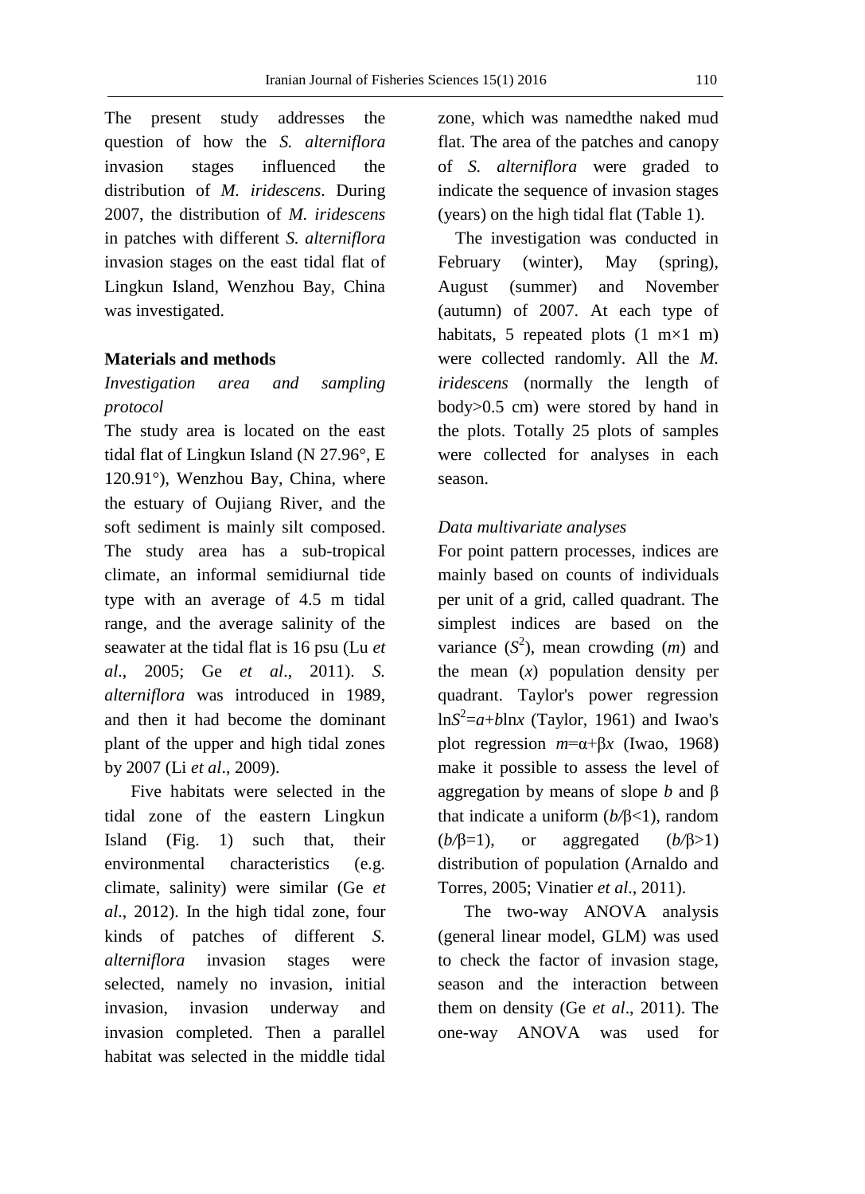The present study addresses the question of how the *S. alterniflora* invasion stages influenced the distribution of *M. iridescens*. During 2007, the distribution of *M. iridescens* in patches with different *S. alterniflora* invasion stages on the east tidal flat of Lingkun Island, Wenzhou Bay, China was investigated.

## Materials and methods

### *Investigation area and sampling protocol*

The study area is located on the east tidal flat of Lingkun Island (N 27.96°, E 120.91°), Wenzhou Bay, China, where the estuary of Oujiang River, and the soft sediment is mainly silt composed. The study area has a sub-tropical climate, an informal semidiurnal tide type with an average of 4.5 m tidal range, and the average salinity of the seawater at the tidal flat is 16 psu (Lu *et al*., 2005; Ge *et al*., 2011). *S. alterniflora* was introduced in 1989, and then it had become the dominant plant of the upper and high tidal zones by 2007 (Li *et al*., 2009).

Five habitats were selected in the tidal zone of the eastern Lingkun Island (Fig. 1) such that, their environmental characteristics (e.g. climate, salinity) were similar (Ge *et al*., 2012). In the high tidal zone, four kinds of patches of different *S. alterniflora* invasion stages were selected, namely no invasion, initial invasion, invasion underway and invasion completed. Then a parallel habitat was selected in the middle tidal zone, which was namedthe naked mud flat. The area of the patches and canopy of *S. alterniflora* were graded to indicate the sequence of invasion stages (years) on the high tidal flat (Table 1).

The investigation was conducted in February (winter), May (spring), August (summer) and November (autumn) of 2007. At each type of habitats, 5 repeated plots (1 m×1 m) were collected randomly. All the *M. iridescens* (normally the length of body>0.5 cm) were stored by hand in the plots. Totally 25 plots of samples were collected for analyses in each season.

### *Data multivariate analyses*

For point pattern processes, indices are mainly based on counts of individuals per unit of a grid, called quadrant. The simplest indices are based on the variance ($S^2$), mean crowding ($m$) and the mean ($x$) population density per quadrant. Taylor's power regression $\ln S^2=a+b\ln x$ (Taylor, 1961) and Iwao's plot regression $m=\alpha+\beta x$ (Iwao, 1968) make it possible to assess the level of aggregation by means of slope $b$ and $\beta$ that indicate a uniform ($b/\beta<1$), random ($b/\beta=1$), or aggregated ($b/\beta>1$) distribution of population (Arnaldo and Torres, 2005; Vinatier *et al*., 2011).

The two-way ANOVA analysis (general linear model, GLM) was used to check the factor of invasion stage, season and the interaction between them on density (Ge *et al*., 2011). The one-way ANOVA was used for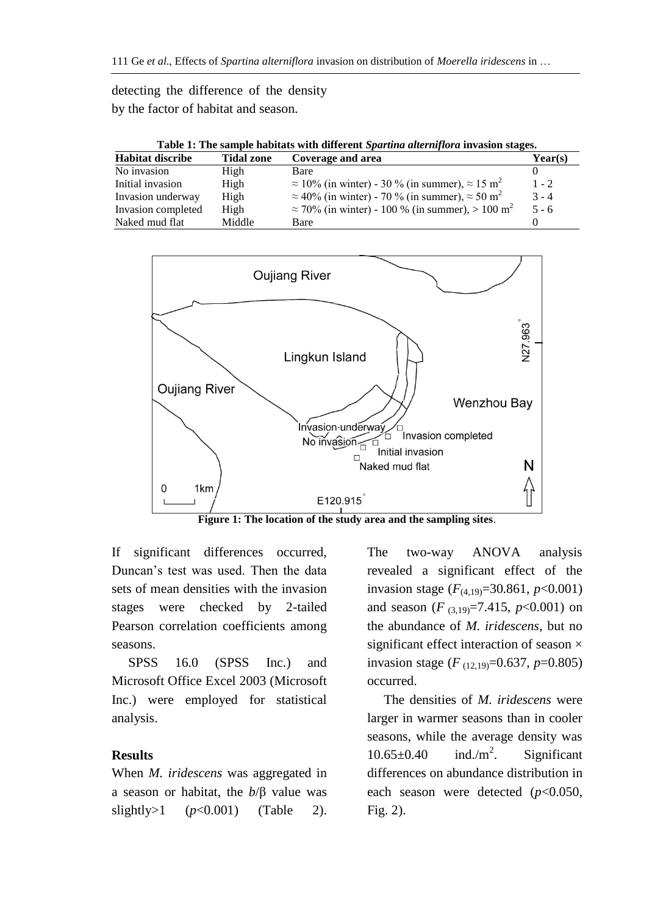detecting the difference of the density by the factor of habitat and season.

**Table 1: The sample habitats with different *Spartina alterniflora* invasion stages.**

| Habitat discribe | Tidal zone | Coverage and area | Year(s) |
|---|---|---|---|
| No invasion | High | Bare | 0 |
| Initial invasion | High | ≈ 10% (in winter) - 30 % (in summer), ≈ 15 $m^2$ | 1 - 2 |
| Invasion underway | High | ≈ 40% (in winter) - 70 % (in summer), ≈ 50 $m^2$ | 3 - 4 |
| Invasion completed | High | ≈ 70% (in winter) - 100 % (in summer), > 100 $m^2$ | 5 - 6 |
| Naked mud flat | Middle | Bare | 0 |

**Figure 1: The location of the study area and the sampling sites**.

If significant differences occurred, Duncan's test was used. Then the data sets of mean densities with the invasion stages were checked by 2-tailed Pearson correlation coefficients among seasons.

SPSS 16.0 (SPSS Inc.) and Microsoft Office Excel 2003 (Microsoft Inc.) were employed for statistical analysis.

## Results

When *M. iridescens* was aggregated in a season or habitat, the $b/\beta$ value was slightly>1 ($p$<0.001) (Table 2). The two-way ANOVA analysis revealed a significant effect of the invasion stage ($F_{(4,19)}$=30.861, $p$<0.001) and season ($F_{(3,19)}$=7.415, $p$<0.001) on the abundance of *M. iridescens*, but no significant effect interaction of season × invasion stage ($F_{(12,19)}$=0.637, $p$=0.805) occurred.

The densities of *M. iridescens* were larger in warmer seasons than in cooler seasons, while the average density was 10.65±0.40 ind./$m^2$. Significant differences on abundance distribution in each season were detected ($p$<0.050, Fig. 2).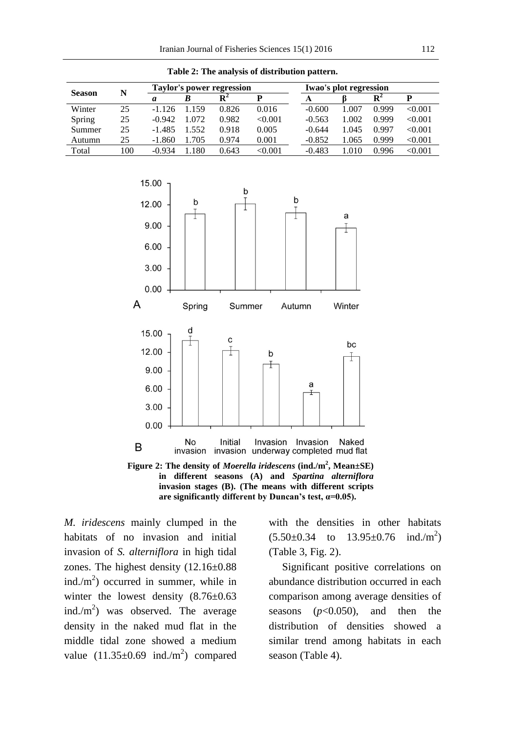**Table 2: The analysis of distribution pattern.**

| Season | N | Taylor's power regression | | | | Iwao's plot regression | | | |
|---|---|---|---|---|---|---|---|---|---|
| | | *a* | *B* | $R^2$ | P | A | β | $R^2$ | P |
| Winter | 25 | -1.126 | 1.159 | 0.826 | 0.016 | -0.600 | 1.007 | 0.999 | <0.001 |
| Spring | 25 | -0.942 | 1.072 | 0.982 | <0.001 | -0.563 | 1.002 | 0.999 | <0.001 |
| Summer | 25 | -1.485 | 1.552 | 0.918 | 0.005 | -0.644 | 1.045 | 0.997 | <0.001 |
| Autumn | 25 | -1.860 | 1.705 | 0.974 | 0.001 | -0.852 | 1.065 | 0.999 | <0.001 |
| Total | 100 | -0.934 | 1.180 | 0.643 | <0.001 | -0.483 | 1.010 | 0.996 | <0.001 |

**Figure 2: The density of *Moerella iridescens* (ind./$m^2$, Mean±SE) in different seasons (A) and *Spartina alterniflora* invasion stages (B). (The means with different scripts are significantly different by Duncan's test, α=0.05).**

*M. iridescens* mainly clumped in the habitats of no invasion and initial invasion of *S. alterniflora* in high tidal zones. The highest density (12.16±0.88 ind./$m^2$) occurred in summer, while in winter the lowest density (8.76±0.63 ind./$m^2$) was observed. The average density in the naked mud flat in the middle tidal zone showed a medium value (11.35±0.69 ind./$m^2$) compared with the densities in other habitats (5.50±0.34 to 13.95±0.76 ind./$m^2$) (Table 3, Fig. 2).

Significant positive correlations on abundance distribution occurred in each comparison among average densities of seasons ($p$<0.050), and then the distribution of densities showed a similar trend among habitats in each season (Table 4).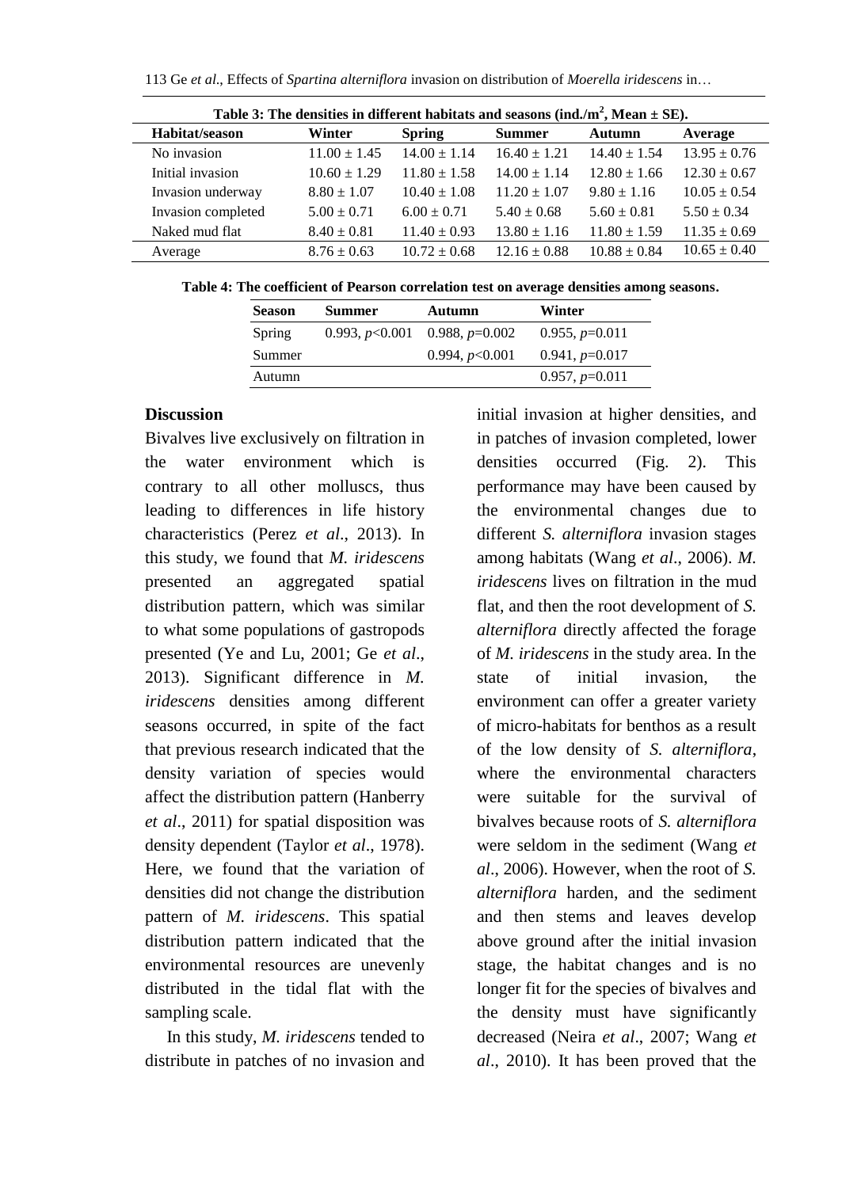**Table 3: The densities in different habitats and seasons (ind./m$^2$, Mean ± SE).**

| Habitat/season | Winter | Spring | Summer | Autumn | Average |
|---|---|---|---|---|---|
| No invasion | 11.00 ± 1.45 | 14.00 ± 1.14 | 16.40 ± 1.21 | 14.40 ± 1.54 | 13.95 ± 0.76 |
| Initial invasion | 10.60 ± 1.29 | 11.80 ± 1.58 | 14.00 ± 1.14 | 12.80 ± 1.66 | 12.30 ± 0.67 |
| Invasion underway | 8.80 ± 1.07 | 10.40 ± 1.08 | 11.20 ± 1.07 | 9.80 ± 1.16 | 10.05 ± 0.54 |
| Invasion completed | 5.00 ± 0.71 | 6.00 ± 0.71 | 5.40 ± 0.68 | 5.60 ± 0.81 | 5.50 ± 0.34 |
| Naked mud flat | 8.40 ± 0.81 | 11.40 ± 0.93 | 13.80 ± 1.16 | 11.80 ± 1.59 | 11.35 ± 0.69 |
| Average | 8.76 ± 0.63 | 10.72 ± 0.68 | 12.16 ± 0.88 | 10.88 ± 0.84 | 10.65 ± 0.40 |

**Table 4: The coefficient of Pearson correlation test on average densities among seasons.**

| Season | Summer | Autumn | Winter |
|---|---|---|---|
| Spring | 0.993, $p$<0.001 | 0.988, $p$=0.002 | 0.955, $p$=0.011 |
| Summer | | 0.994, $p$<0.001 | 0.941, $p$=0.017 |
| Autumn | | | 0.957, $p$=0.011 |

## Discussion

Bivalves live exclusively on filtration in the water environment which is contrary to all other molluscs, thus leading to differences in life history characteristics (Perez *et al*., 2013). In this study, we found that *M. iridescens* presented an aggregated spatial distribution pattern, which was similar to what some populations of gastropods presented (Ye and Lu, 2001; Ge *et al*., 2013). Significant difference in *M. iridescens* densities among different seasons occurred, in spite of the fact that previous research indicated that the density variation of species would affect the distribution pattern (Hanberry *et al*., 2011) for spatial disposition was density dependent (Taylor *et al*., 1978). Here, we found that the variation of densities did not change the distribution pattern of *M. iridescens*. This spatial distribution pattern indicated that the environmental resources are unevenly distributed in the tidal flat with the sampling scale.

In this study, *M. iridescens* tended to distribute in patches of no invasion and initial invasion at higher densities, and in patches of invasion completed, lower densities occurred (Fig. 2). This performance may have been caused by the environmental changes due to different *S. alterniflora* invasion stages among habitats (Wang *et al*., 2006). *M. iridescens* lives on filtration in the mud flat, and then the root development of *S. alterniflora* directly affected the forage of *M. iridescens* in the study area. In the state of initial invasion, the environment can offer a greater variety of micro-habitats for benthos as a result of the low density of *S. alterniflora*, where the environmental characters were suitable for the survival of bivalves because roots of *S. alterniflora* were seldom in the sediment (Wang *et al*., 2006). However, when the root of *S. alterniflora* harden, and the sediment and then stems and leaves develop above ground after the initial invasion stage, the habitat changes and is no longer fit for the species of bivalves and the density must have significantly decreased (Neira *et al*., 2007; Wang *et al*., 2010). It has been proved that the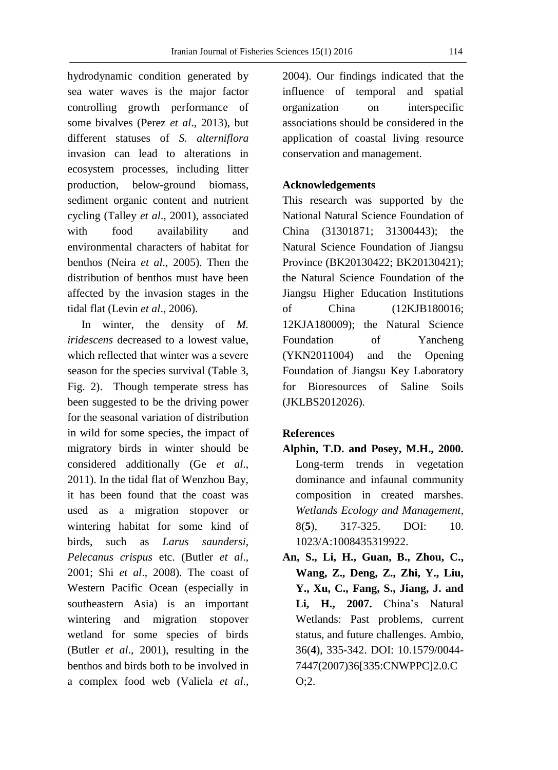hydrodynamic condition generated by sea water waves is the major factor controlling growth performance of some bivalves (Perez *et al*., 2013), but different statuses of *S. alterniflora* invasion can lead to alterations in ecosystem processes, including litter production, below-ground biomass, sediment organic content and nutrient cycling (Talley *et al*., 2001), associated with food availability and environmental characters of habitat for benthos (Neira *et al*., 2005). Then the distribution of benthos must have been affected by the invasion stages in the tidal flat (Levin *et al*., 2006).

In winter, the density of *M. iridescens* decreased to a lowest value, which reflected that winter was a severe season for the species survival (Table 3, Fig. 2). Though temperate stress has been suggested to be the driving power for the seasonal variation of distribution in wild for some species, the impact of migratory birds in winter should be considered additionally (Ge *et al*., 2011). In the tidal flat of Wenzhou Bay, it has been found that the coast was used as a migration stopover or wintering habitat for some kind of birds, such as *Larus saundersi*, *Pelecanus crispus* etc. (Butler *et al*., 2001; Shi *et al*., 2008). The coast of Western Pacific Ocean (especially in southeastern Asia) is an important wintering and migration stopover wetland for some species of birds (Butler *et al*., 2001), resulting in the benthos and birds both to be involved in a complex food web (Valiela *et al*., 2004). Our findings indicated that the influence of temporal and spatial organization on interspecific associations should be considered in the application of coastal living resource conservation and management.

## Acknowledgements

This research was supported by the National Natural Science Foundation of China (31301871; 31300443); the Natural Science Foundation of Jiangsu Province (BK20130422; BK20130421); the Natural Science Foundation of the Jiangsu Higher Education Institutions of China (12KJB180016; 12KJA180009); the Natural Science Foundation of Yancheng (YKN2011004) and the Opening Foundation of Jiangsu Key Laboratory for Bioresources of Saline Soils (JKLBS2012026).

## References

**Alphin, T.D. and Posey, M.H., 2000.** Long-term trends in vegetation dominance and infaunal community composition in created marshes. *Wetlands Ecology and Management*, 8(**5**), 317-325. DOI: 10. 1023/A:1008435319922.

**An, S., Li, H., Guan, B., Zhou, C., Wang, Z., Deng, Z., Zhi, Y., Liu, Y., Xu, C., Fang, S., Jiang, J. and Li, H., 2007.** China's Natural Wetlands: Past problems, current status, and future challenges. Ambio, 36(**4**), 335-342. DOI: 10.1579/0044-7447(2007)36[335:CNWPPC]2.0.CO;2.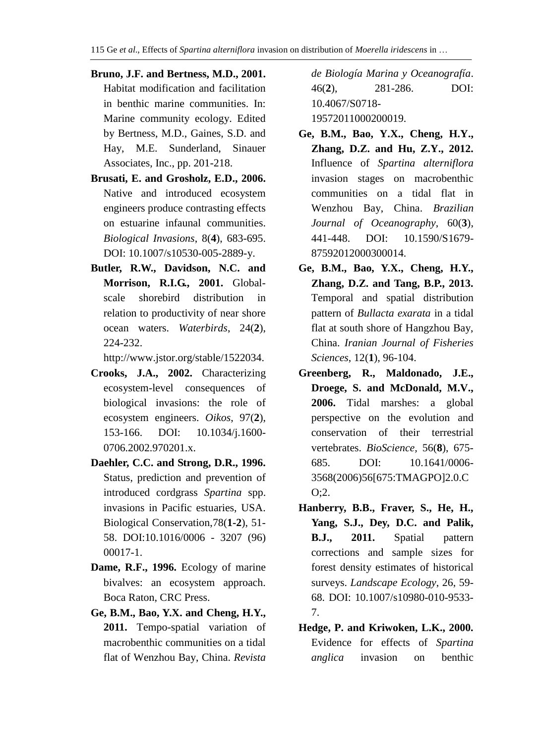**Bruno, J.F. and Bertness, M.D., 2001.** Habitat modification and facilitation in benthic marine communities. In: Marine community ecology. Edited by Bertness, M.D., Gaines, S.D. and Hay, M.E. Sunderland, Sinauer Associates, Inc., pp. 201-218.

**Brusati, E. and Grosholz, E.D., 2006.** Native and introduced ecosystem engineers produce contrasting effects on estuarine infaunal communities. *Biological Invasions*, 8(**4**), 683-695. DOI: 10.1007/s10530-005-2889-y.

**Butler, R.W., Davidson, N.C. and Morrison, R.I.G., 2001.** Global-scale shorebird distribution in relation to productivity of near shore ocean waters. *Waterbirds*, 24(**2**), 224-232. http://www.jstor.org/stable/1522034.

**Crooks, J.A., 2002.** Characterizing ecosystem-level consequences of biological invasions: the role of ecosystem engineers. *Oikos*, 97(**2**), 153-166. DOI: 10.1034/j.1600-0706.2002.970201.x.

**Daehler, C.C. and Strong, D.R., 1996.** Status, prediction and prevention of introduced cordgrass *Spartina* spp. invasions in Pacific estuaries, USA. Biological Conservation,78(**1-2**), 51-58. DOI:10.1016/0006 - 3207 (96) 00017-1.

**Dame, R.F., 1996.** Ecology of marine bivalves: an ecosystem approach. Boca Raton, CRC Press.

**Ge, B.M., Bao, Y.X. and Cheng, H.Y., 2011.** Tempo-spatial variation of macrobenthic communities on a tidal flat of Wenzhou Bay, China. *Revista de Biología Marina y Oceanografía*. 46(**2**), 281-286. DOI: 10.4067/S0718-19572011000200019.

**Ge, B.M., Bao, Y.X., Cheng, H.Y., Zhang, D.Z. and Hu, Z.Y., 2012.** Influence of *Spartina alterniflora* invasion stages on macrobenthic communities on a tidal flat in Wenzhou Bay, China. *Brazilian Journal of Oceanography*, 60(**3**), 441-448. DOI: 10.1590/S1679-87592012000300014.

**Ge, B.M., Bao, Y.X., Cheng, H.Y., Zhang, D.Z. and Tang, B.P., 2013.** Temporal and spatial distribution pattern of *Bullacta exarata* in a tidal flat at south shore of Hangzhou Bay, China. *Iranian Journal of Fisheries Sciences*, 12(**1**), 96-104.

**Greenberg, R., Maldonado, J.E., Droege, S. and McDonald, M.V., 2006.** Tidal marshes: a global perspective on the evolution and conservation of their terrestrial vertebrates. *BioScience*, 56(**8**), 675-685. DOI: 10.1641/0006-3568(2006)56[675:TMAGPO]2.0.CO;2.

**Hanberry, B.B., Fraver, S., He, H., Yang, S.J., Dey, D.C. and Palik, B.J., 2011.** Spatial pattern corrections and sample sizes for forest density estimates of historical surveys. *Landscape Ecology*, 26, 59-68. DOI: 10.1007/s10980-010-9533-7.

**Hedge, P. and Kriwoken, L.K., 2000.** Evidence for effects of *Spartina anglica* invasion on benthic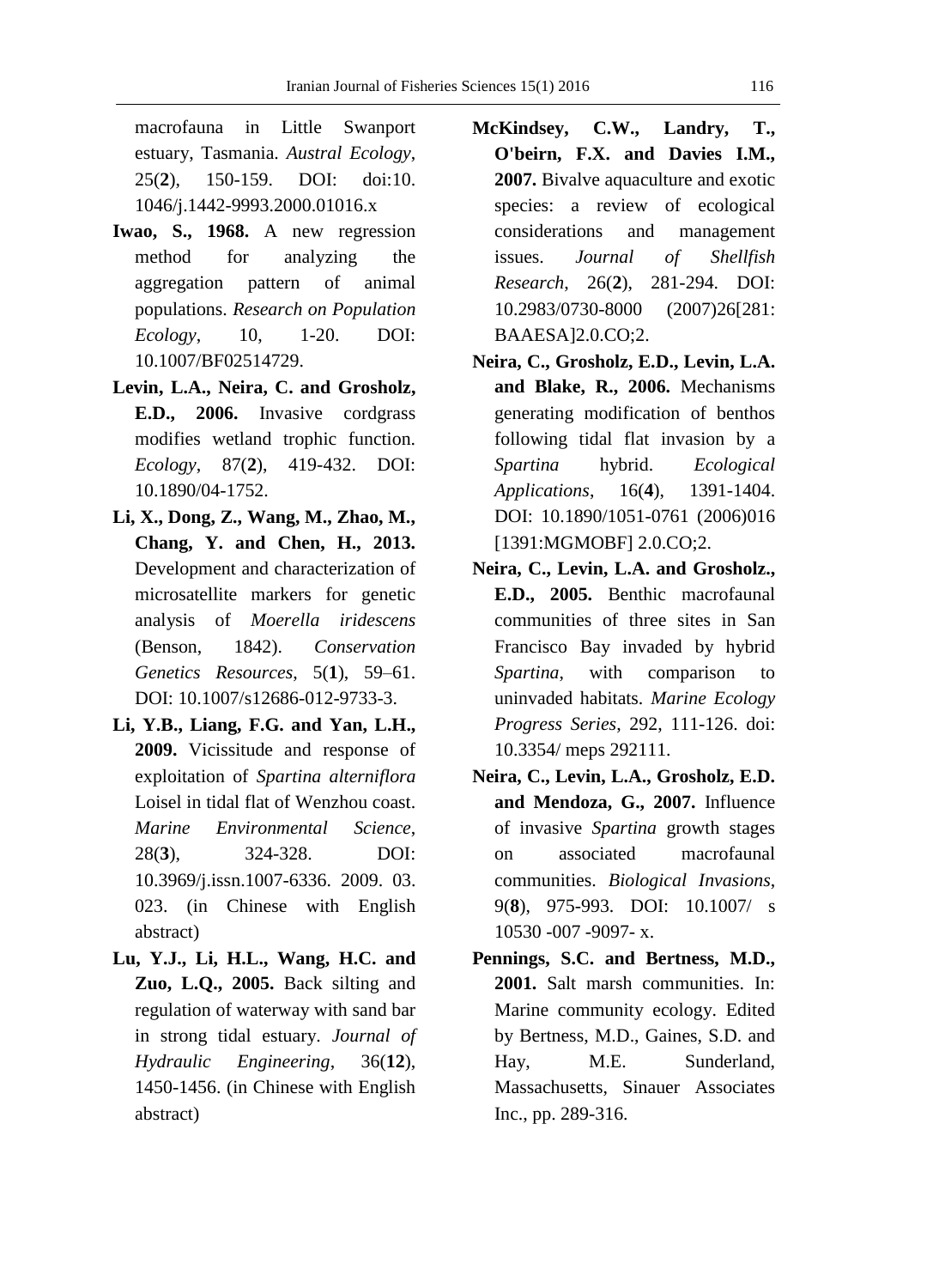macrofauna in Little Swanport estuary, Tasmania. *Austral Ecology*, 25(**2**), 150-159. DOI: doi:10. 1046/j.1442-9993.2000.01016.x

**Iwao, S., 1968.** A new regression method for analyzing the aggregation pattern of animal populations. *Research on Population Ecology*, 10, 1-20. DOI: 10.1007/BF02514729.

**Levin, L.A., Neira, C. and Grosholz, E.D., 2006.** Invasive cordgrass modifies wetland trophic function. *Ecology*, 87(**2**), 419-432. DOI: 10.1890/04-1752.

**Li, X., Dong, Z., Wang, M., Zhao, M., Chang, Y. and Chen, H., 2013.** Development and characterization of microsatellite markers for genetic analysis of *Moerella iridescens* (Benson, 1842). *Conservation Genetics Resources*, 5(**1**), 59–61. DOI: 10.1007/s12686-012-9733-3.

**Li, Y.B., Liang, F.G. and Yan, L.H., 2009.** Vicissitude and response of exploitation of *Spartina alterniflora* Loisel in tidal flat of Wenzhou coast. *Marine Environmental Science*, 28(**3**), 324-328. DOI: 10.3969/j.issn.1007-6336. 2009. 03. 023. (in Chinese with English abstract)

**Lu, Y.J., Li, H.L., Wang, H.C. and Zuo, L.Q., 2005.** Back silting and regulation of waterway with sand bar in strong tidal estuary. *Journal of Hydraulic Engineering*, 36(**12**), 1450-1456. (in Chinese with English abstract)

**McKindsey, C.W., Landry, T., O'beirn, F.X. and Davies I.M., 2007.** Bivalve aquaculture and exotic species: a review of ecological considerations and management issues. *Journal of Shellfish Research*, 26(**2**), 281-294. DOI: 10.2983/0730-8000 (2007)26[281: BAAESA]2.0.CO;2.

**Neira, C., Grosholz, E.D., Levin, L.A. and Blake, R., 2006.** Mechanisms generating modification of benthos following tidal flat invasion by a *Spartina* hybrid. *Ecological Applications*, 16(**4**), 1391-1404. DOI: 10.1890/1051-0761 (2006)016 [1391:MGMOBF] 2.0.CO;2.

**Neira, C., Levin, L.A. and Grosholz., E.D., 2005.** Benthic macrofaunal communities of three sites in San Francisco Bay invaded by hybrid *Spartina*, with comparison to uninvaded habitats. *Marine Ecology Progress Series*, 292, 111-126. doi: 10.3354/ meps 292111.

**Neira, C., Levin, L.A., Grosholz, E.D. and Mendoza, G., 2007.** Influence of invasive *Spartina* growth stages on associated macrofaunal communities. *Biological Invasions*, 9(**8**), 975-993. DOI: 10.1007/ s 10530 -007 -9097- x.

**Pennings, S.C. and Bertness, M.D., 2001.** Salt marsh communities. In: Marine community ecology. Edited by Bertness, M.D., Gaines, S.D. and Hay, M.E. Sunderland, Massachusetts, Sinauer Associates Inc., pp. 289-316.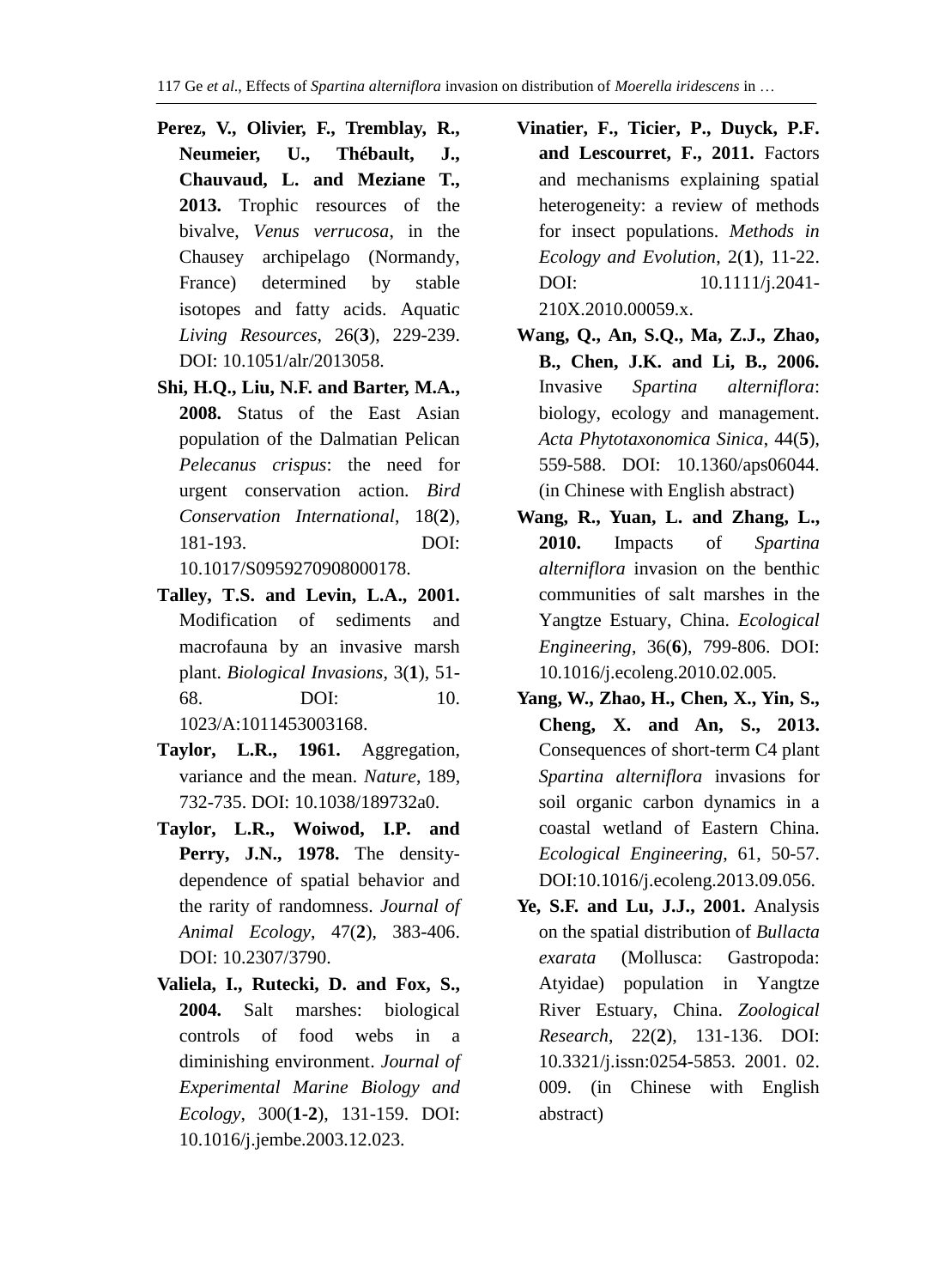**Perez, V., Olivier, F., Tremblay, R., Neumeier, U., Thébault, J., Chauvaud, L. and Meziane T., 2013.** Trophic resources of the bivalve, *Venus verrucosa*, in the Chausey archipelago (Normandy, France) determined by stable isotopes and fatty acids. Aquatic *Living Resources*, 26(**3**), 229-239. DOI: 10.1051/alr/2013058.

**Shi, H.Q., Liu, N.F. and Barter, M.A., 2008.** Status of the East Asian population of the Dalmatian Pelican *Pelecanus crispus*: the need for urgent conservation action. *Bird Conservation International*, 18(**2**), 181-193. DOI: 10.1017/S0959270908000178.

**Talley, T.S. and Levin, L.A., 2001.** Modification of sediments and macrofauna by an invasive marsh plant. *Biological Invasions*, 3(**1**), 51-68. DOI: 10. 1023/A:1011453003168.

**Taylor, L.R., 1961.** Aggregation, variance and the mean. *Nature*, 189, 732-735. DOI: 10.1038/189732a0.

**Taylor, L.R., Woiwod, I.P. and Perry, J.N., 1978.** The density-dependence of spatial behavior and the rarity of randomness. *Journal of Animal Ecology*, 47(**2**), 383-406. DOI: 10.2307/3790.

**Valiela, I., Rutecki, D. and Fox, S., 2004.** Salt marshes: biological controls of food webs in a diminishing environment. *Journal of Experimental Marine Biology and Ecology*, 300(**1-2**), 131-159. DOI: 10.1016/j.jembe.2003.12.023.

**Vinatier, F., Ticier, P., Duyck, P.F. and Lescourret, F., 2011.** Factors and mechanisms explaining spatial heterogeneity: a review of methods for insect populations. *Methods in Ecology and Evolution*, 2(**1**), 11-22. DOI: 10.1111/j.2041-210X.2010.00059.x.

**Wang, Q., An, S.Q., Ma, Z.J., Zhao, B., Chen, J.K. and Li, B., 2006.** Invasive *Spartina alterniflora*: biology, ecology and management. *Acta Phytotaxonomica Sinica*, 44(**5**), 559-588. DOI: 10.1360/aps06044. (in Chinese with English abstract)

**Wang, R., Yuan, L. and Zhang, L., 2010.** Impacts of *Spartina alterniflora* invasion on the benthic communities of salt marshes in the Yangtze Estuary, China. *Ecological Engineering*, 36(**6**), 799-806. DOI: 10.1016/j.ecoleng.2010.02.005.

**Yang, W., Zhao, H., Chen, X., Yin, S., Cheng, X. and An, S., 2013.** Consequences of short-term C4 plant *Spartina alterniflora* invasions for soil organic carbon dynamics in a coastal wetland of Eastern China. *Ecological Engineering*, 61, 50-57. DOI:10.1016/j.ecoleng.2013.09.056.

**Ye, S.F. and Lu, J.J., 2001.** Analysis on the spatial distribution of *Bullacta exarata* (Mollusca: Gastropoda: Atyidae) population in Yangtze River Estuary, China. *Zoological Research*, 22(**2**), 131-136. DOI: 10.3321/j.issn:0254-5853. 2001. 02. 009. (in Chinese with English abstract)